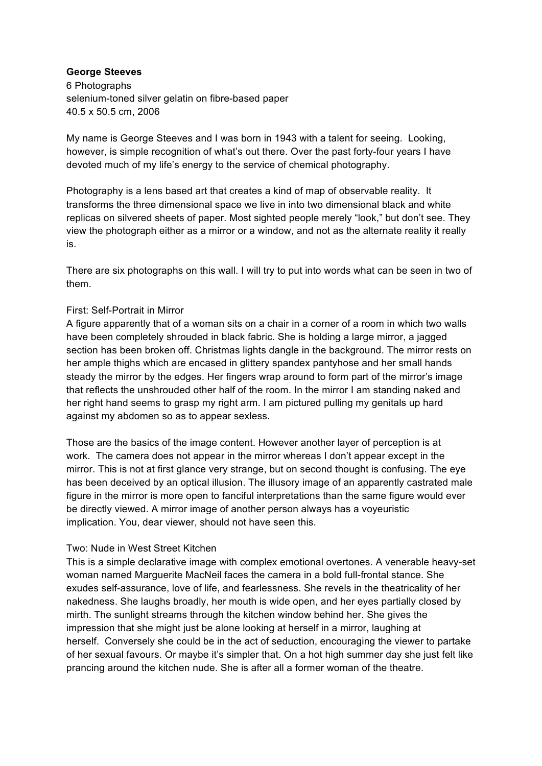**George Steeves**
6 Photographs
selenium-toned silver gelatin on fibre-based paper
40.5 x 50.5 cm, 2006

My name is George Steeves and I was born in 1943 with a talent for seeing. Looking, however, is simple recognition of what's out there. Over the past forty-four years I have devoted much of my life's energy to the service of chemical photography.

Photography is a lens based art that creates a kind of map of observable reality. It transforms the three dimensional space we live in into two dimensional black and white replicas on silvered sheets of paper. Most sighted people merely "look," but don't see. They view the photograph either as a mirror or a window, and not as the alternate reality it really is.

There are six photographs on this wall. I will try to put into words what can be seen in two of them.

First: Self-Portrait in Mirror
A figure apparently that of a woman sits on a chair in a corner of a room in which two walls have been completely shrouded in black fabric. She is holding a large mirror, a jagged section has been broken off. Christmas lights dangle in the background. The mirror rests on her ample thighs which are encased in glittery spandex pantyhose and her small hands steady the mirror by the edges. Her fingers wrap around to form part of the mirror's image that reflects the unshrouded other half of the room. In the mirror I am standing naked and her right hand seems to grasp my right arm. I am pictured pulling my genitals up hard against my abdomen so as to appear sexless.

Those are the basics of the image content. However another layer of perception is at work. The camera does not appear in the mirror whereas I don't appear except in the mirror. This is not at first glance very strange, but on second thought is confusing. The eye has been deceived by an optical illusion. The illusory image of an apparently castrated male figure in the mirror is more open to fanciful interpretations than the same figure would ever be directly viewed. A mirror image of another person always has a voyeuristic implication. You, dear viewer, should not have seen this.

Two: Nude in West Street Kitchen
This is a simple declarative image with complex emotional overtones. A venerable heavy-set woman named Marguerite MacNeil faces the camera in a bold full-frontal stance. She exudes self-assurance, love of life, and fearlessness. She revels in the theatricality of her nakedness. She laughs broadly, her mouth is wide open, and her eyes partially closed by mirth. The sunlight streams through the kitchen window behind her. She gives the impression that she might just be alone looking at herself in a mirror, laughing at herself. Conversely she could be in the act of seduction, encouraging the viewer to partake of her sexual favours. Or maybe it's simpler that. On a hot high summer day she just felt like prancing around the kitchen nude. She is after all a former woman of the theatre.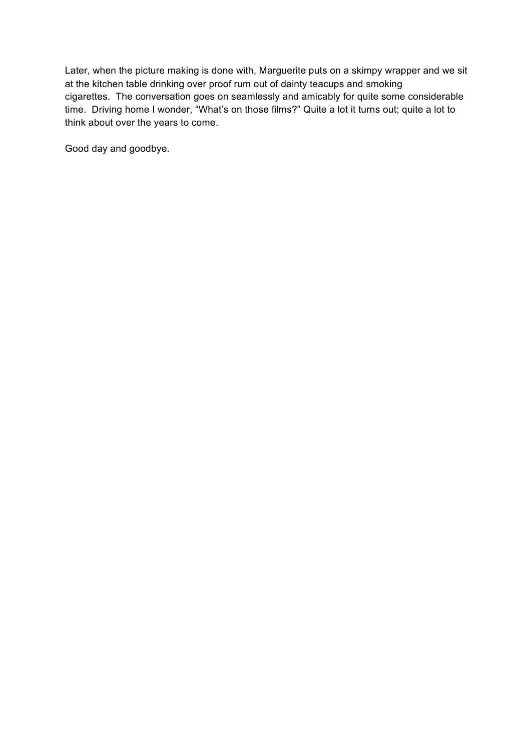Later, when the picture making is done with, Marguerite puts on a skimpy wrapper and we sit at the kitchen table drinking over proof rum out of dainty teacups and smoking cigarettes.  The conversation goes on seamlessly and amicably for quite some considerable time.  Driving home I wonder, "What's on those films?" Quite a lot it turns out; quite a lot to think about over the years to come.

Good day and goodbye.